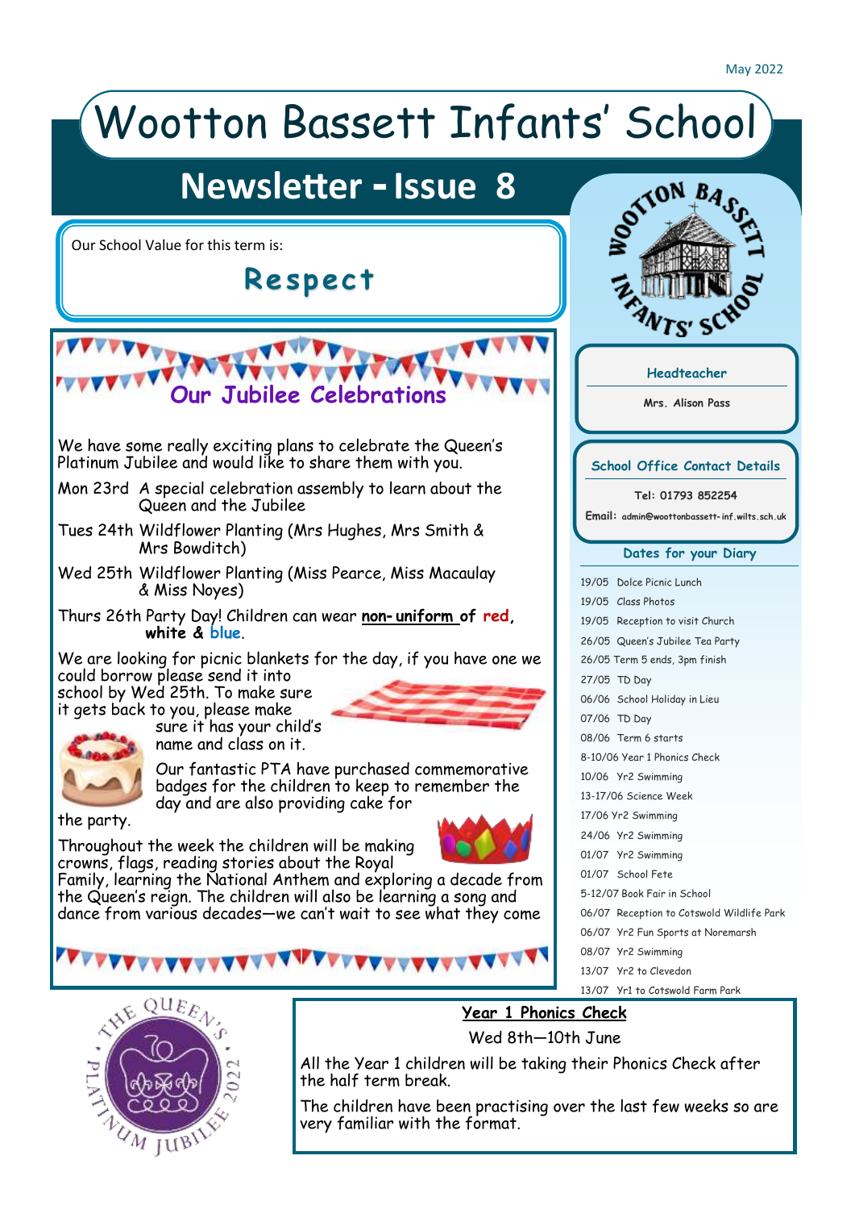May 2022

# Wootton Bassett Infants' School

## Newsletter - Issue 8

Our School Value for this term is:

**Respect**

## Our Jubilee Celebrations

We have some really exciting plans to celebrate the Queen's Platinum Jubilee and would like to share them with you.

Mon 23rd A special celebration assembly to learn about the Queen and the Jubilee

Tues 24th Wildflower Planting (Mrs Hughes, Mrs Smith & Mrs Bowditch)

Wed 25th Wildflower Planting (Miss Pearce, Miss Macaulay & Miss Noyes)

Thurs 26th Party Day! Children can wear **non-uniform of red, white & blue**.

We are looking for picnic blankets for the day, if you have one we could borrow please send it into school by Wed 25th. To make sure it gets back to you, please make sure it has your child's name and class on it.

Our fantastic PTA have purchased commemorative badges for the children to keep to remember the day and are also providing cake for the party.

Throughout the week the children will be making crowns, flags, reading stories about the Royal Family, learning the National Anthem and exploring a decade from the Queen's reign. The children will also be learning a song and dance from various decades—we can't wait to see what they come

**Headteacher**

Mrs. Alison Pass

**School Office Contact Details**

Tel: 01793 852254

Email: admin@woottonbassett-inf.wilts.sch.uk

**Dates for your Diary**

19/05 Dolce Picnic Lunch
19/05 Class Photos
19/05 Reception to visit Church
26/05 Queen's Jubilee Tea Party
26/05 Term 5 ends, 3pm finish
27/05 TD Day
06/06 School Holiday in Lieu
07/06 TD Day
08/06 Term 6 starts
8-10/06 Year 1 Phonics Check
10/06 Yr2 Swimming
13-17/06 Science Week
17/06 Yr2 Swimming
24/06 Yr2 Swimming
01/07 Yr2 Swimming
01/07 School Fete
5-12/07 Book Fair in School
06/07 Reception to Cotswold Wildlife Park
06/07 Yr2 Fun Sports at Noremarsh
08/07 Yr2 Swimming
13/07 Yr2 to Clevedon
13/07 Yr1 to Cotswold Farm Park

## Year 1 Phonics Check

Wed 8th—10th June

All the Year 1 children will be taking their Phonics Check after the half term break.

The children have been practising over the last few weeks so are very familiar with the format.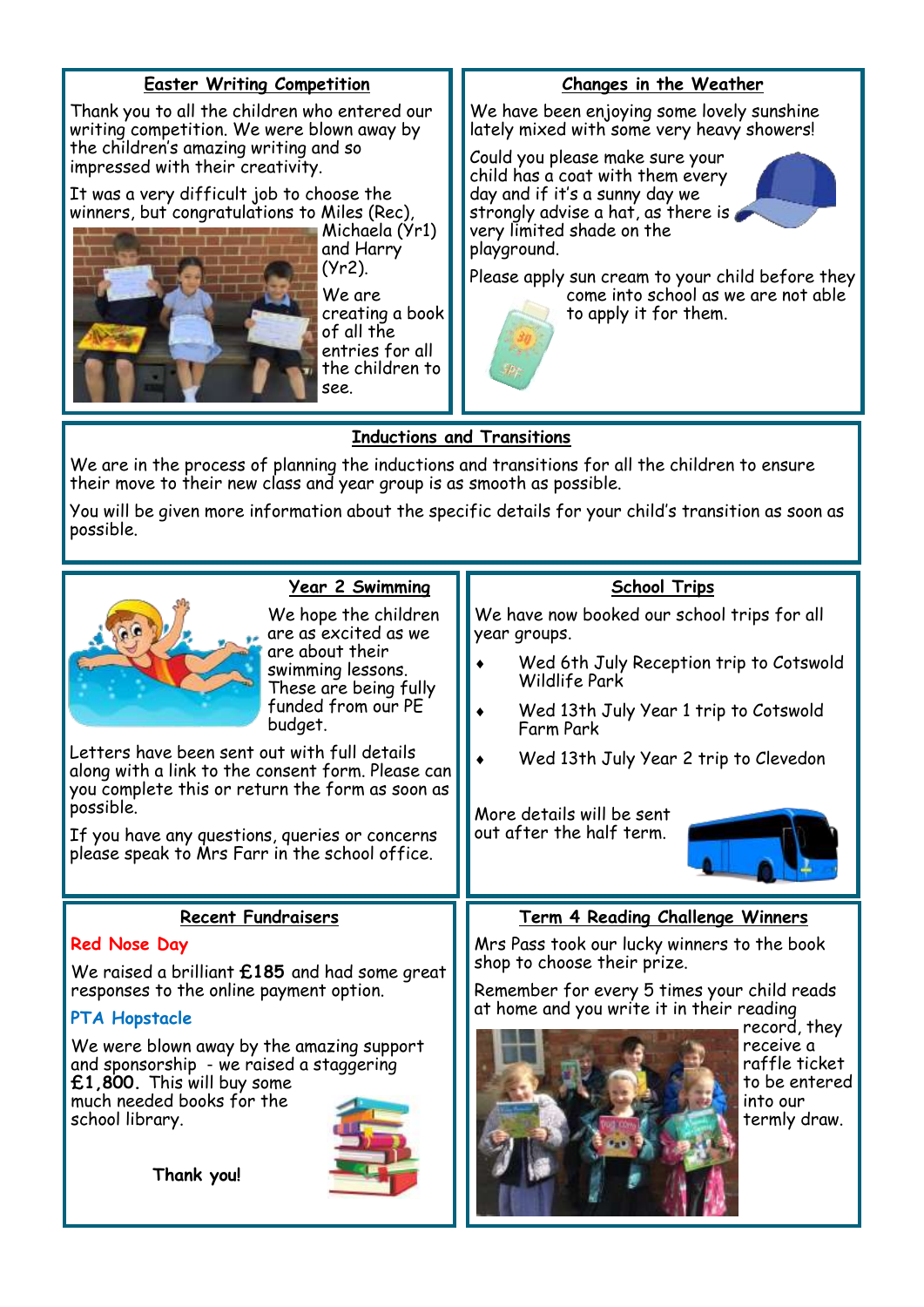## Easter Writing Competition

Thank you to all the children who entered our writing competition. We were blown away by the children's amazing writing and so impressed with their creativity.

It was a very difficult job to choose the winners, but congratulations to Miles (Rec), Michaela (Yr1) and Harry (Yr2).

We are creating a book of all the entries for all the children to see.

## Changes in the Weather

We have been enjoying some lovely sunshine lately mixed with some very heavy showers!

Could you please make sure your child has a coat with them every day and if it's a sunny day we strongly advise a hat, as there is very limited shade on the playground.

Please apply sun cream to your child before they come into school as we are not able to apply it for them.

## Inductions and Transitions

We are in the process of planning the inductions and transitions for all the children to ensure their move to their new class and year group is as smooth as possible.

You will be given more information about the specific details for your child's transition as soon as possible.

## Year 2 Swimming

We hope the children are as excited as we are about their swimming lessons. These are being fully funded from our PE budget.

Letters have been sent out with full details along with a link to the consent form. Please can you complete this or return the form as soon as possible.

If you have any questions, queries or concerns please speak to Mrs Farr in the school office.

## School Trips

We have now booked our school trips for all year groups.

- Wed 6th July Reception trip to Cotswold Wildlife Park
- Wed 13th July Year 1 trip to Cotswold Farm Park
- Wed 13th July Year 2 trip to Clevedon

More details will be sent out after the half term.

## Recent Fundraisers

### Red Nose Day

We raised a brilliant **£185** and had some great responses to the online payment option.

### PTA Hopstacle

We were blown away by the amazing support and sponsorship - we raised a staggering **£1,800.** This will buy some much needed books for the school library.

**Thank you!**

## Term 4 Reading Challenge Winners

Mrs Pass took our lucky winners to the book shop to choose their prize.

Remember for every 5 times your child reads at home and you write it in their reading record, they receive a raffle ticket to be entered into our termly draw.